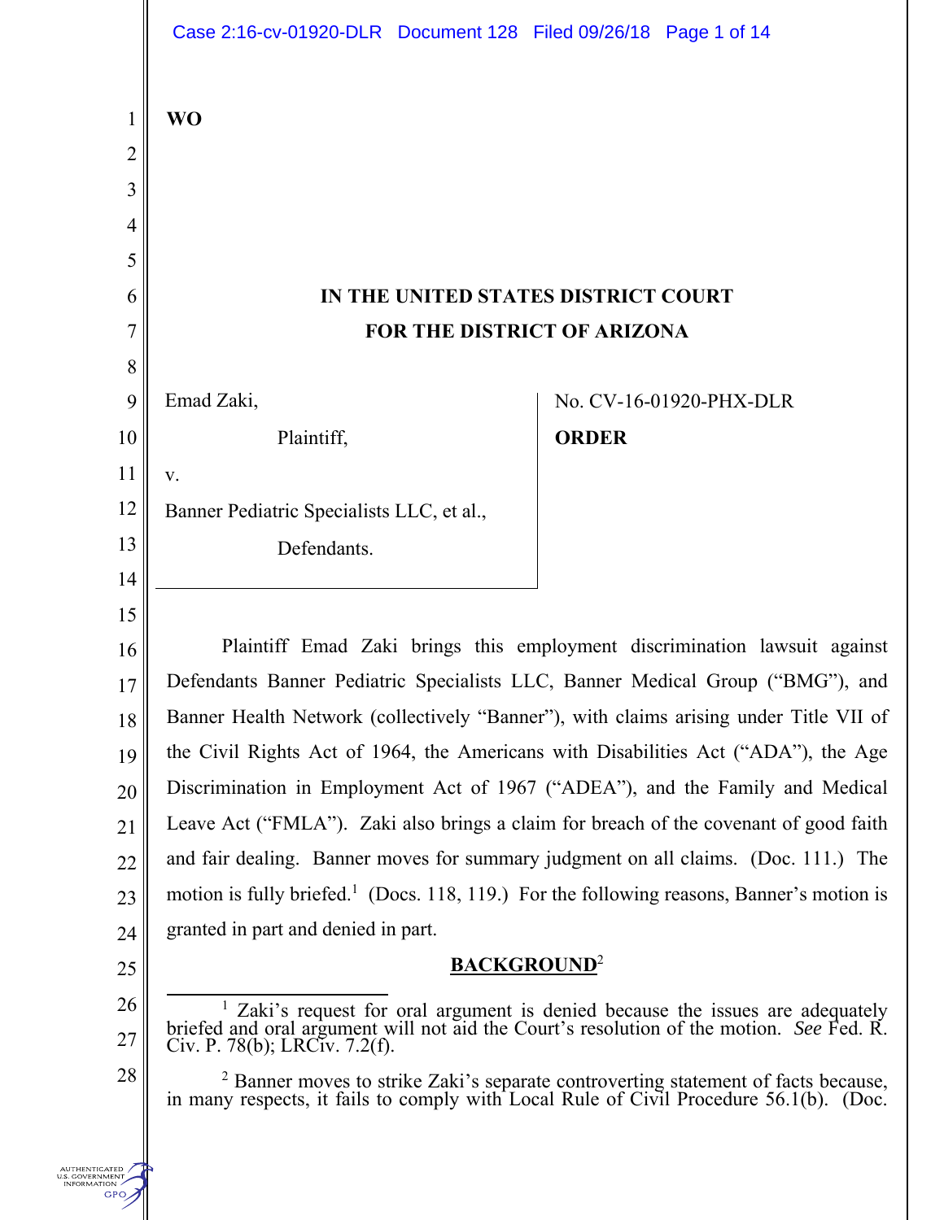**WO**

# IN THE UNITED STATES DISTRICT COURT
# FOR THE DISTRICT OF ARIZONA

Emad Zaki,

Plaintiff,

v.

Banner Pediatric Specialists LLC, et al.,

Defendants.

No. CV-16-01920-PHX-DLR

**ORDER**

Plaintiff Emad Zaki brings this employment discrimination lawsuit against Defendants Banner Pediatric Specialists LLC, Banner Medical Group ("BMG"), and Banner Health Network (collectively "Banner"), with claims arising under Title VII of the Civil Rights Act of 1964, the Americans with Disabilities Act ("ADA"), the Age Discrimination in Employment Act of 1967 ("ADEA"), and the Family and Medical Leave Act ("FMLA"). Zaki also brings a claim for breach of the covenant of good faith and fair dealing. Banner moves for summary judgment on all claims. (Doc. 111.) The motion is fully briefed.[1] (Docs. 118, 119.) For the following reasons, Banner's motion is granted in part and denied in part.

## BACKGROUND[2]

[1] Zaki's request for oral argument is denied because the issues are adequately briefed and oral argument will not aid the Court's resolution of the motion. *See* Fed. R. Civ. P. 78(b); LRCiv. 7.2(f).

[2] Banner moves to strike Zaki's separate controverting statement of facts because, in many respects, it fails to comply with Local Rule of Civil Procedure 56.1(b). (Doc.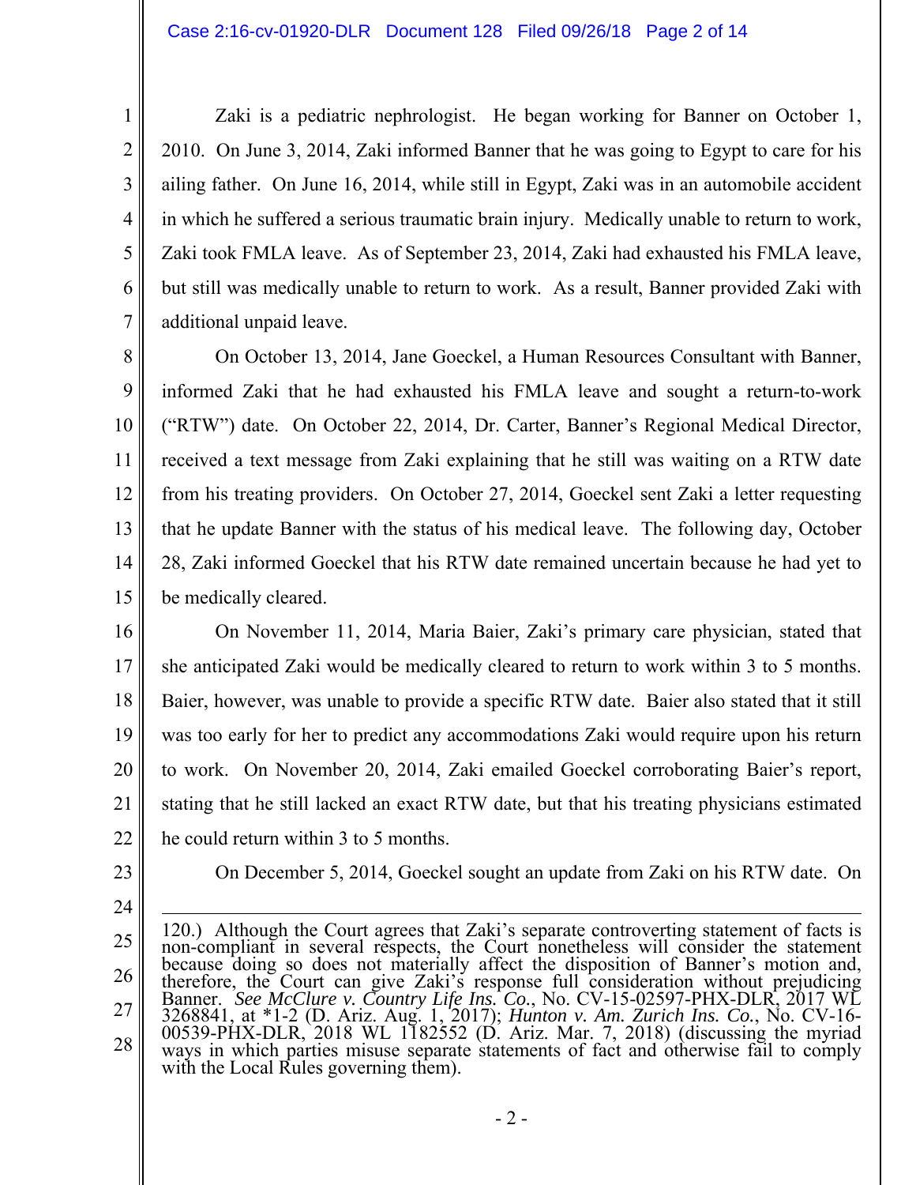Zaki is a pediatric nephrologist. He began working for Banner on October 1, 2010. On June 3, 2014, Zaki informed Banner that he was going to Egypt to care for his ailing father. On June 16, 2014, while still in Egypt, Zaki was in an automobile accident in which he suffered a serious traumatic brain injury. Medically unable to return to work, Zaki took FMLA leave. As of September 23, 2014, Zaki had exhausted his FMLA leave, but still was medically unable to return to work. As a result, Banner provided Zaki with additional unpaid leave.

On October 13, 2014, Jane Goeckel, a Human Resources Consultant with Banner, informed Zaki that he had exhausted his FMLA leave and sought a return-to-work ("RTW") date. On October 22, 2014, Dr. Carter, Banner's Regional Medical Director, received a text message from Zaki explaining that he still was waiting on a RTW date from his treating providers. On October 27, 2014, Goeckel sent Zaki a letter requesting that he update Banner with the status of his medical leave. The following day, October 28, Zaki informed Goeckel that his RTW date remained uncertain because he had yet to be medically cleared.

On November 11, 2014, Maria Baier, Zaki's primary care physician, stated that she anticipated Zaki would be medically cleared to return to work within 3 to 5 months. Baier, however, was unable to provide a specific RTW date. Baier also stated that it still was too early for her to predict any accommodations Zaki would require upon his return to work. On November 20, 2014, Zaki emailed Goeckel corroborating Baier's report, stating that he still lacked an exact RTW date, but that his treating physicians estimated he could return within 3 to 5 months.

On December 5, 2014, Goeckel sought an update from Zaki on his RTW date. On

---

120.) Although the Court agrees that Zaki's separate controverting statement of facts is non-compliant in several respects, the Court nonetheless will consider the statement because doing so does not materially affect the disposition of Banner's motion and, therefore, the Court can give Zaki's response full consideration without prejudicing Banner. *See McClure v. Country Life Ins. Co.*, No. CV-15-02597-PHX-DLR, 2017 WL 3268841, at *1-2 (D. Ariz. Aug. 1, 2017); *Hunton v. Am. Zurich Ins. Co.*, No. CV-16-00539-PHX-DLR, 2018 WL 1182552 (D. Ariz. Mar. 7, 2018) (discussing the myriad ways in which parties misuse separate statements of fact and otherwise fail to comply with the Local Rules governing them).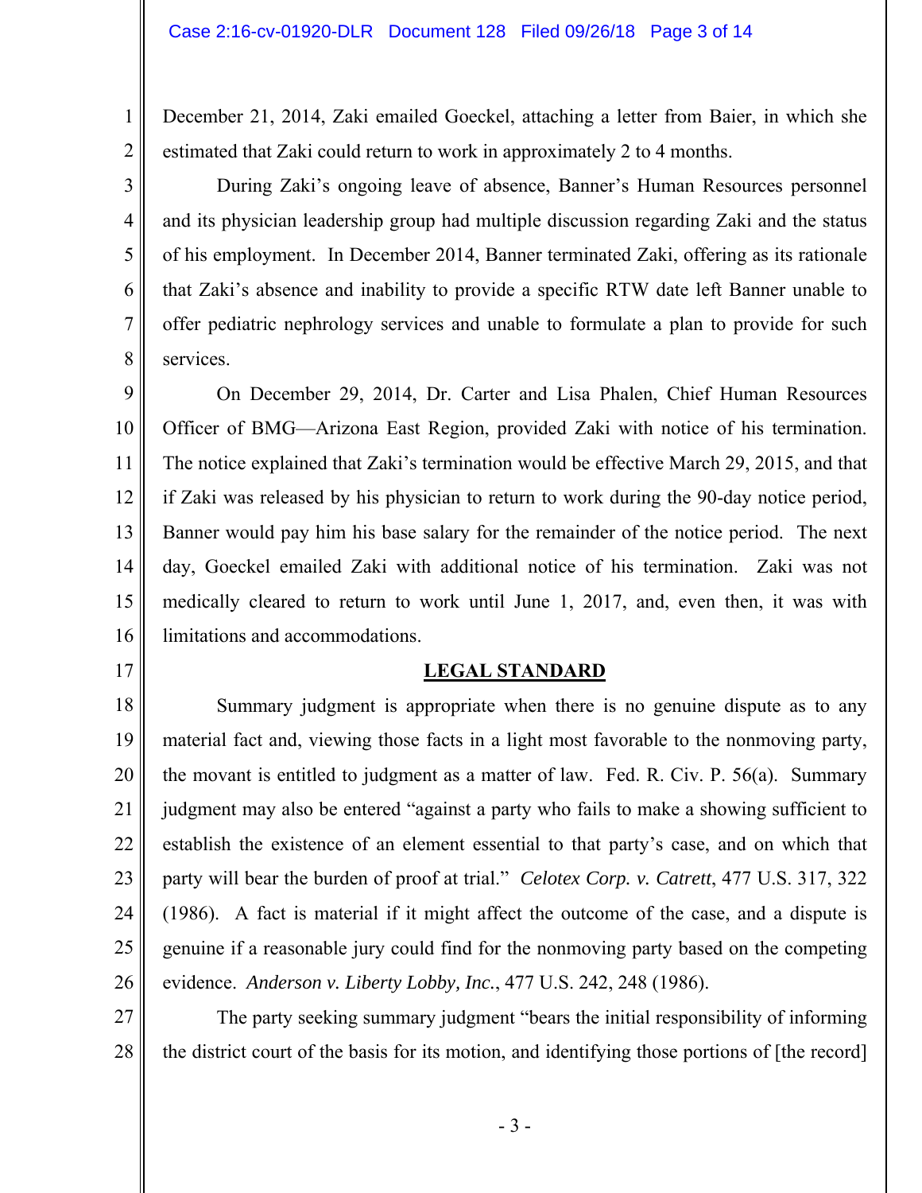December 21, 2014, Zaki emailed Goeckel, attaching a letter from Baier, in which she estimated that Zaki could return to work in approximately 2 to 4 months.

During Zaki's ongoing leave of absence, Banner's Human Resources personnel and its physician leadership group had multiple discussion regarding Zaki and the status of his employment. In December 2014, Banner terminated Zaki, offering as its rationale that Zaki's absence and inability to provide a specific RTW date left Banner unable to offer pediatric nephrology services and unable to formulate a plan to provide for such services.

On December 29, 2014, Dr. Carter and Lisa Phalen, Chief Human Resources Officer of BMG—Arizona East Region, provided Zaki with notice of his termination. The notice explained that Zaki's termination would be effective March 29, 2015, and that if Zaki was released by his physician to return to work during the 90-day notice period, Banner would pay him his base salary for the remainder of the notice period. The next day, Goeckel emailed Zaki with additional notice of his termination. Zaki was not medically cleared to return to work until June 1, 2017, and, even then, it was with limitations and accommodations.

## LEGAL STANDARD

Summary judgment is appropriate when there is no genuine dispute as to any material fact and, viewing those facts in a light most favorable to the nonmoving party, the movant is entitled to judgment as a matter of law. Fed. R. Civ. P. 56(a). Summary judgment may also be entered "against a party who fails to make a showing sufficient to establish the existence of an element essential to that party's case, and on which that party will bear the burden of proof at trial." *Celotex Corp. v. Catrett*, 477 U.S. 317, 322 (1986). A fact is material if it might affect the outcome of the case, and a dispute is genuine if a reasonable jury could find for the nonmoving party based on the competing evidence. *Anderson v. Liberty Lobby, Inc.*, 477 U.S. 242, 248 (1986).

The party seeking summary judgment "bears the initial responsibility of informing the district court of the basis for its motion, and identifying those portions of [the record]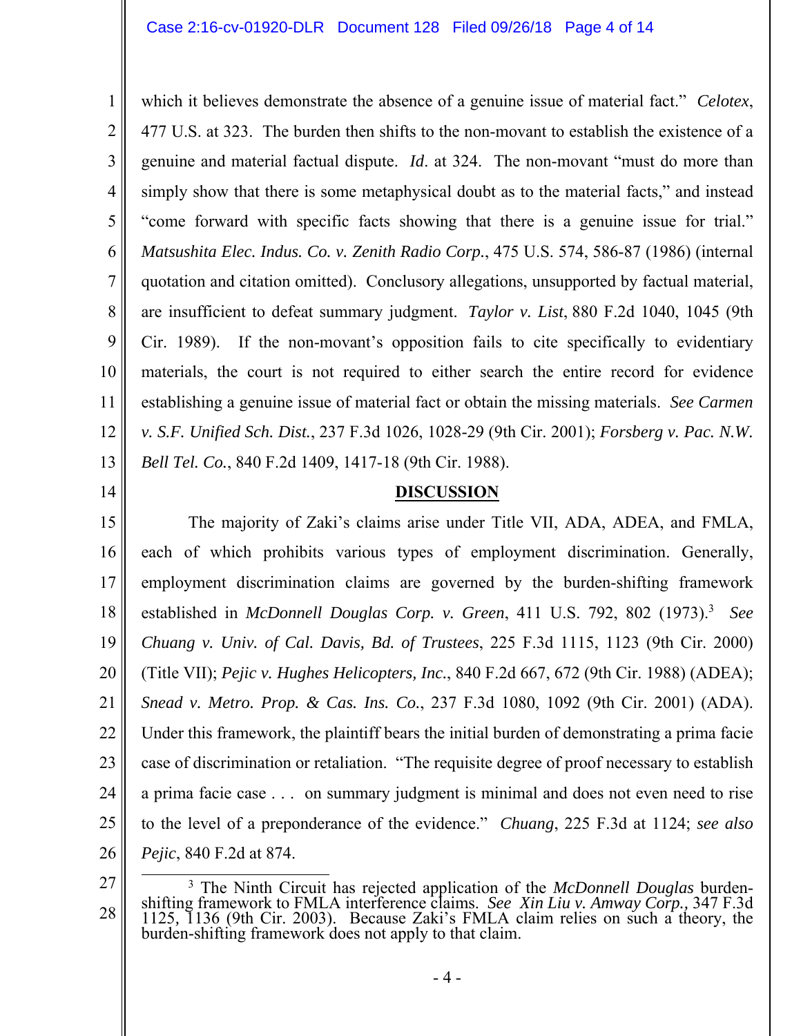which it believes demonstrate the absence of a genuine issue of material fact." *Celotex*, 477 U.S. at 323. The burden then shifts to the non-movant to establish the existence of a genuine and material factual dispute. *Id*. at 324. The non-movant "must do more than simply show that there is some metaphysical doubt as to the material facts," and instead "come forward with specific facts showing that there is a genuine issue for trial." *Matsushita Elec. Indus. Co. v. Zenith Radio Corp.*, 475 U.S. 574, 586-87 (1986) (internal quotation and citation omitted). Conclusory allegations, unsupported by factual material, are insufficient to defeat summary judgment. *Taylor v. List*, 880 F.2d 1040, 1045 (9th Cir. 1989). If the non-movant's opposition fails to cite specifically to evidentiary materials, the court is not required to either search the entire record for evidence establishing a genuine issue of material fact or obtain the missing materials. *See Carmen v. S.F. Unified Sch. Dist.*, 237 F.3d 1026, 1028-29 (9th Cir. 2001); *Forsberg v. Pac. N.W. Bell Tel. Co.*, 840 F.2d 1409, 1417-18 (9th Cir. 1988).

## DISCUSSION

The majority of Zaki's claims arise under Title VII, ADA, ADEA, and FMLA, each of which prohibits various types of employment discrimination. Generally, employment discrimination claims are governed by the burden-shifting framework established in *McDonnell Douglas Corp. v. Green*, 411 U.S. 792, 802 (1973).[3] *See Chuang v. Univ. of Cal. Davis, Bd. of Trustees*, 225 F.3d 1115, 1123 (9th Cir. 2000) (Title VII); *Pejic v. Hughes Helicopters, Inc.*, 840 F.2d 667, 672 (9th Cir. 1988) (ADEA); *Snead v. Metro. Prop. & Cas. Ins. Co.*, 237 F.3d 1080, 1092 (9th Cir. 2001) (ADA). Under this framework, the plaintiff bears the initial burden of demonstrating a prima facie case of discrimination or retaliation. "The requisite degree of proof necessary to establish a prima facie case . . . on summary judgment is minimal and does not even need to rise to the level of a preponderance of the evidence." *Chuang*, 225 F.3d at 1124; *see also Pejic*, 840 F.2d at 874.

[3] The Ninth Circuit has rejected application of the *McDonnell Douglas* burden-shifting framework to FMLA interference claims. *See Xin Liu v. Amway Corp.*, 347 F.3d 1125, 1136 (9th Cir. 2003). Because Zaki's FMLA claim relies on such a theory, the burden-shifting framework does not apply to that claim.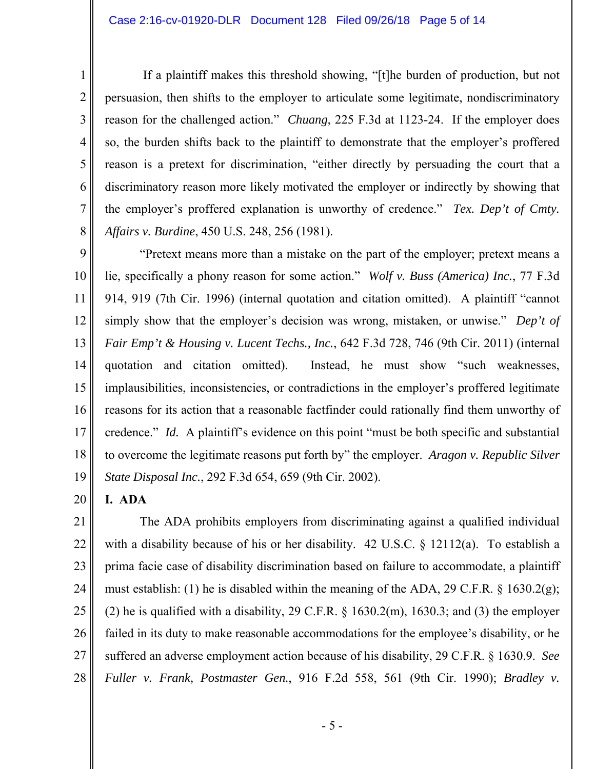If a plaintiff makes this threshold showing, "[t]he burden of production, but not persuasion, then shifts to the employer to articulate some legitimate, nondiscriminatory reason for the challenged action." *Chuang*, 225 F.3d at 1123-24. If the employer does so, the burden shifts back to the plaintiff to demonstrate that the employer's proffered reason is a pretext for discrimination, "either directly by persuading the court that a discriminatory reason more likely motivated the employer or indirectly by showing that the employer's proffered explanation is unworthy of credence." *Tex. Dep't of Cmty. Affairs v. Burdine*, 450 U.S. 248, 256 (1981).

"Pretext means more than a mistake on the part of the employer; pretext means a lie, specifically a phony reason for some action." *Wolf v. Buss (America) Inc.*, 77 F.3d 914, 919 (7th Cir. 1996) (internal quotation and citation omitted). A plaintiff "cannot simply show that the employer's decision was wrong, mistaken, or unwise." *Dep't of Fair Emp't & Housing v. Lucent Techs., Inc.*, 642 F.3d 728, 746 (9th Cir. 2011) (internal quotation and citation omitted). Instead, he must show "such weaknesses, implausibilities, inconsistencies, or contradictions in the employer's proffered legitimate reasons for its action that a reasonable factfinder could rationally find them unworthy of credence." *Id.* A plaintiff's evidence on this point "must be both specific and substantial to overcome the legitimate reasons put forth by" the employer. *Aragon v. Republic Silver State Disposal Inc.*, 292 F.3d 654, 659 (9th Cir. 2002).

## I. ADA

The ADA prohibits employers from discriminating against a qualified individual with a disability because of his or her disability. 42 U.S.C. § 12112(a). To establish a prima facie case of disability discrimination based on failure to accommodate, a plaintiff must establish: (1) he is disabled within the meaning of the ADA, 29 C.F.R. § 1630.2(g); (2) he is qualified with a disability, 29 C.F.R. § 1630.2(m), 1630.3; and (3) the employer failed in its duty to make reasonable accommodations for the employee's disability, or he suffered an adverse employment action because of his disability, 29 C.F.R. § 1630.9. *See Fuller v. Frank, Postmaster Gen.*, 916 F.2d 558, 561 (9th Cir. 1990); *Bradley v.*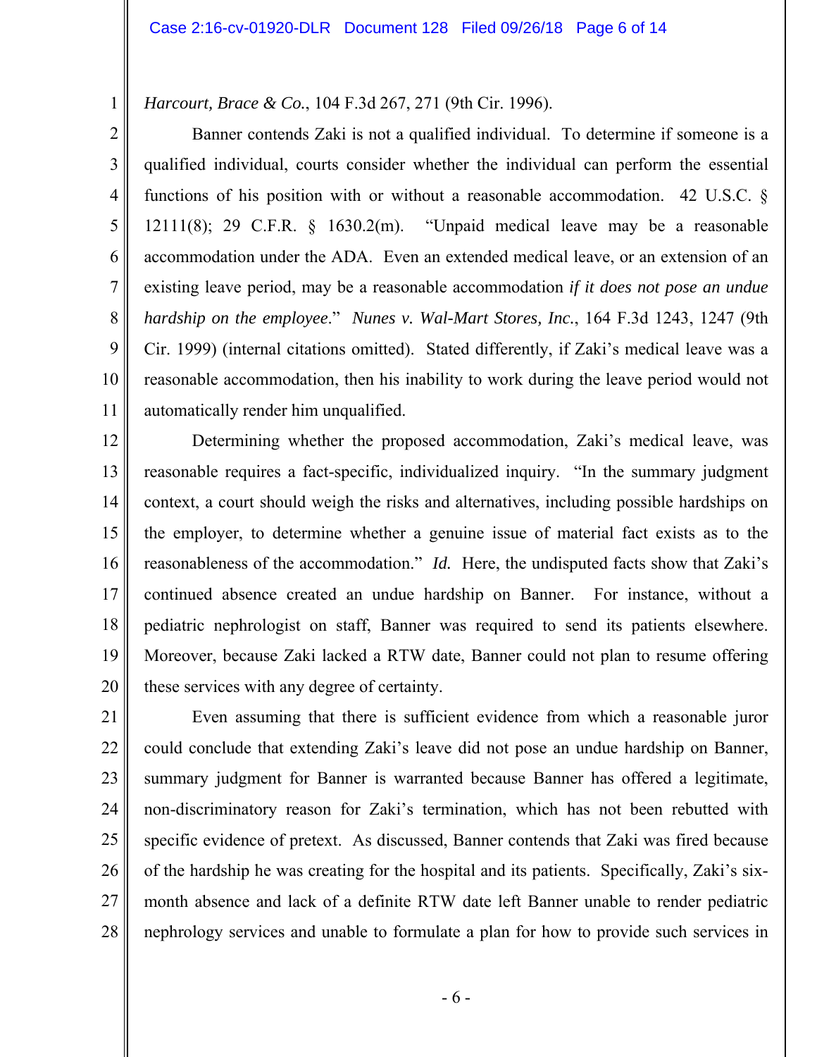*Harcourt, Brace & Co.*, 104 F.3d 267, 271 (9th Cir. 1996).

Banner contends Zaki is not a qualified individual. To determine if someone is a qualified individual, courts consider whether the individual can perform the essential functions of his position with or without a reasonable accommodation. 42 U.S.C. § 12111(8); 29 C.F.R. § 1630.2(m). "Unpaid medical leave may be a reasonable accommodation under the ADA. Even an extended medical leave, or an extension of an existing leave period, may be a reasonable accommodation *if it does not pose an undue hardship on the employee*." *Nunes v. Wal-Mart Stores, Inc.*, 164 F.3d 1243, 1247 (9th Cir. 1999) (internal citations omitted). Stated differently, if Zaki's medical leave was a reasonable accommodation, then his inability to work during the leave period would not automatically render him unqualified.

Determining whether the proposed accommodation, Zaki's medical leave, was reasonable requires a fact-specific, individualized inquiry. "In the summary judgment context, a court should weigh the risks and alternatives, including possible hardships on the employer, to determine whether a genuine issue of material fact exists as to the reasonableness of the accommodation." *Id.* Here, the undisputed facts show that Zaki's continued absence created an undue hardship on Banner. For instance, without a pediatric nephrologist on staff, Banner was required to send its patients elsewhere. Moreover, because Zaki lacked a RTW date, Banner could not plan to resume offering these services with any degree of certainty.

Even assuming that there is sufficient evidence from which a reasonable juror could conclude that extending Zaki's leave did not pose an undue hardship on Banner, summary judgment for Banner is warranted because Banner has offered a legitimate, non-discriminatory reason for Zaki's termination, which has not been rebutted with specific evidence of pretext. As discussed, Banner contends that Zaki was fired because of the hardship he was creating for the hospital and its patients. Specifically, Zaki's six-month absence and lack of a definite RTW date left Banner unable to render pediatric nephrology services and unable to formulate a plan for how to provide such services in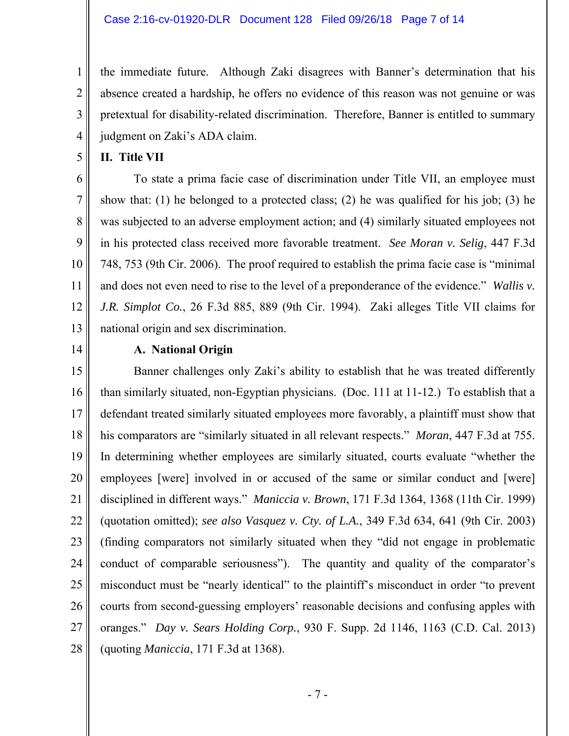the immediate future. Although Zaki disagrees with Banner's determination that his absence created a hardship, he offers no evidence of this reason was not genuine or was pretextual for disability-related discrimination. Therefore, Banner is entitled to summary judgment on Zaki's ADA claim.

**II. Title VII**

To state a prima facie case of discrimination under Title VII, an employee must show that: (1) he belonged to a protected class; (2) he was qualified for his job; (3) he was subjected to an adverse employment action; and (4) similarly situated employees not in his protected class received more favorable treatment. *See Moran v. Selig*, 447 F.3d 748, 753 (9th Cir. 2006). The proof required to establish the prima facie case is "minimal and does not even need to rise to the level of a preponderance of the evidence." *Wallis v. J.R. Simplot Co.*, 26 F.3d 885, 889 (9th Cir. 1994). Zaki alleges Title VII claims for national origin and sex discrimination.

**A. National Origin**

Banner challenges only Zaki's ability to establish that he was treated differently than similarly situated, non-Egyptian physicians. (Doc. 111 at 11-12.) To establish that a defendant treated similarly situated employees more favorably, a plaintiff must show that his comparators are "similarly situated in all relevant respects." *Moran*, 447 F.3d at 755. In determining whether employees are similarly situated, courts evaluate "whether the employees [were] involved in or accused of the same or similar conduct and [were] disciplined in different ways." *Maniccia v. Brown*, 171 F.3d 1364, 1368 (11th Cir. 1999) (quotation omitted); *see also Vasquez v. Cty. of L.A.*, 349 F.3d 634, 641 (9th Cir. 2003) (finding comparators not similarly situated when they "did not engage in problematic conduct of comparable seriousness"). The quantity and quality of the comparator's misconduct must be "nearly identical" to the plaintiff's misconduct in order "to prevent courts from second-guessing employers' reasonable decisions and confusing apples with oranges." *Day v. Sears Holding Corp.*, 930 F. Supp. 2d 1146, 1163 (C.D. Cal. 2013) (quoting *Maniccia*, 171 F.3d at 1368).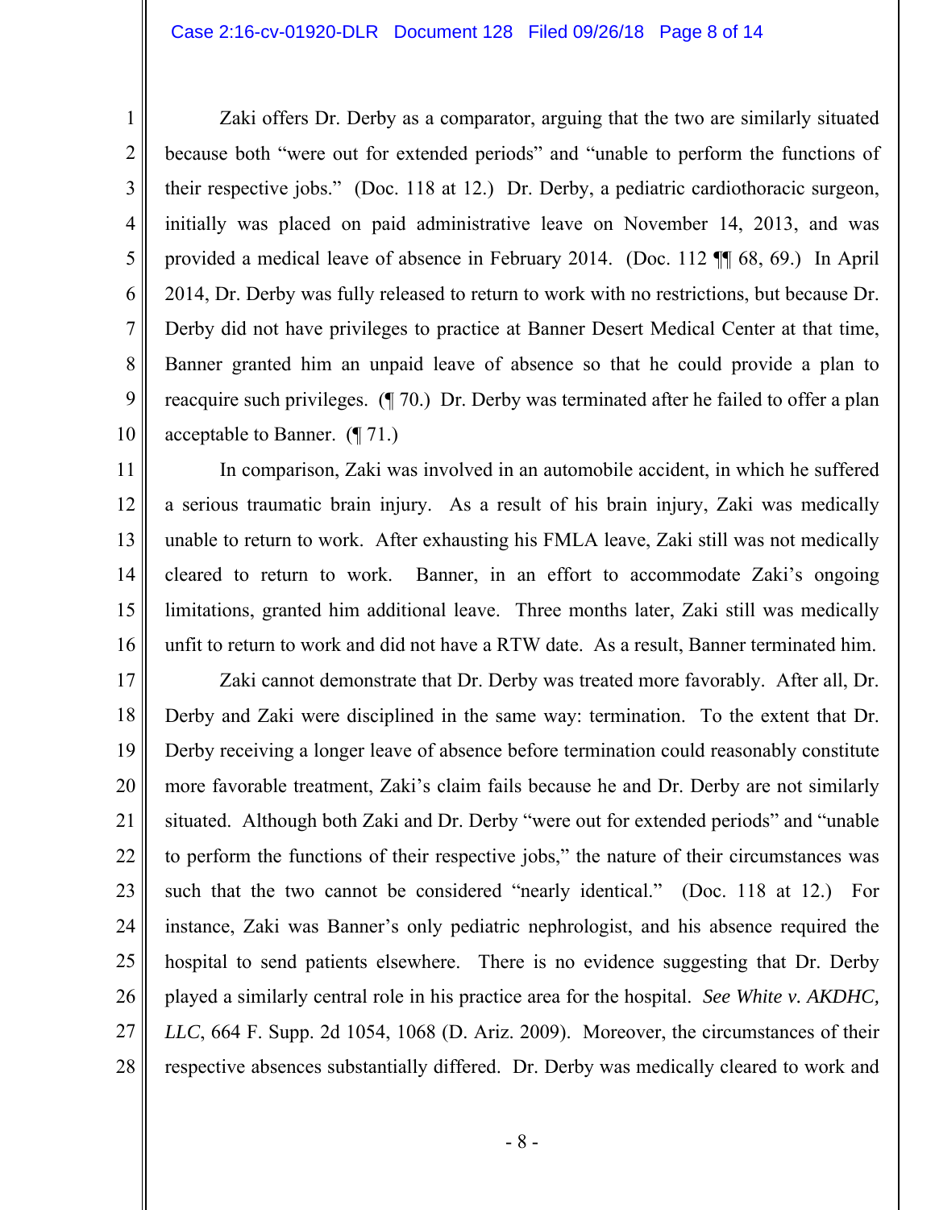Zaki offers Dr. Derby as a comparator, arguing that the two are similarly situated because both "were out for extended periods" and "unable to perform the functions of their respective jobs." (Doc. 118 at 12.) Dr. Derby, a pediatric cardiothoracic surgeon, initially was placed on paid administrative leave on November 14, 2013, and was provided a medical leave of absence in February 2014. (Doc. 112 ¶¶ 68, 69.) In April 2014, Dr. Derby was fully released to return to work with no restrictions, but because Dr. Derby did not have privileges to practice at Banner Desert Medical Center at that time, Banner granted him an unpaid leave of absence so that he could provide a plan to reacquire such privileges. (¶ 70.) Dr. Derby was terminated after he failed to offer a plan acceptable to Banner. (¶ 71.)

In comparison, Zaki was involved in an automobile accident, in which he suffered a serious traumatic brain injury. As a result of his brain injury, Zaki was medically unable to return to work. After exhausting his FMLA leave, Zaki still was not medically cleared to return to work. Banner, in an effort to accommodate Zaki's ongoing limitations, granted him additional leave. Three months later, Zaki still was medically unfit to return to work and did not have a RTW date. As a result, Banner terminated him.

Zaki cannot demonstrate that Dr. Derby was treated more favorably. After all, Dr. Derby and Zaki were disciplined in the same way: termination. To the extent that Dr. Derby receiving a longer leave of absence before termination could reasonably constitute more favorable treatment, Zaki's claim fails because he and Dr. Derby are not similarly situated. Although both Zaki and Dr. Derby "were out for extended periods" and "unable to perform the functions of their respective jobs," the nature of their circumstances was such that the two cannot be considered "nearly identical." (Doc. 118 at 12.) For instance, Zaki was Banner's only pediatric nephrologist, and his absence required the hospital to send patients elsewhere. There is no evidence suggesting that Dr. Derby played a similarly central role in his practice area for the hospital. *See White v. AKDHC, LLC*, 664 F. Supp. 2d 1054, 1068 (D. Ariz. 2009). Moreover, the circumstances of their respective absences substantially differed. Dr. Derby was medically cleared to work and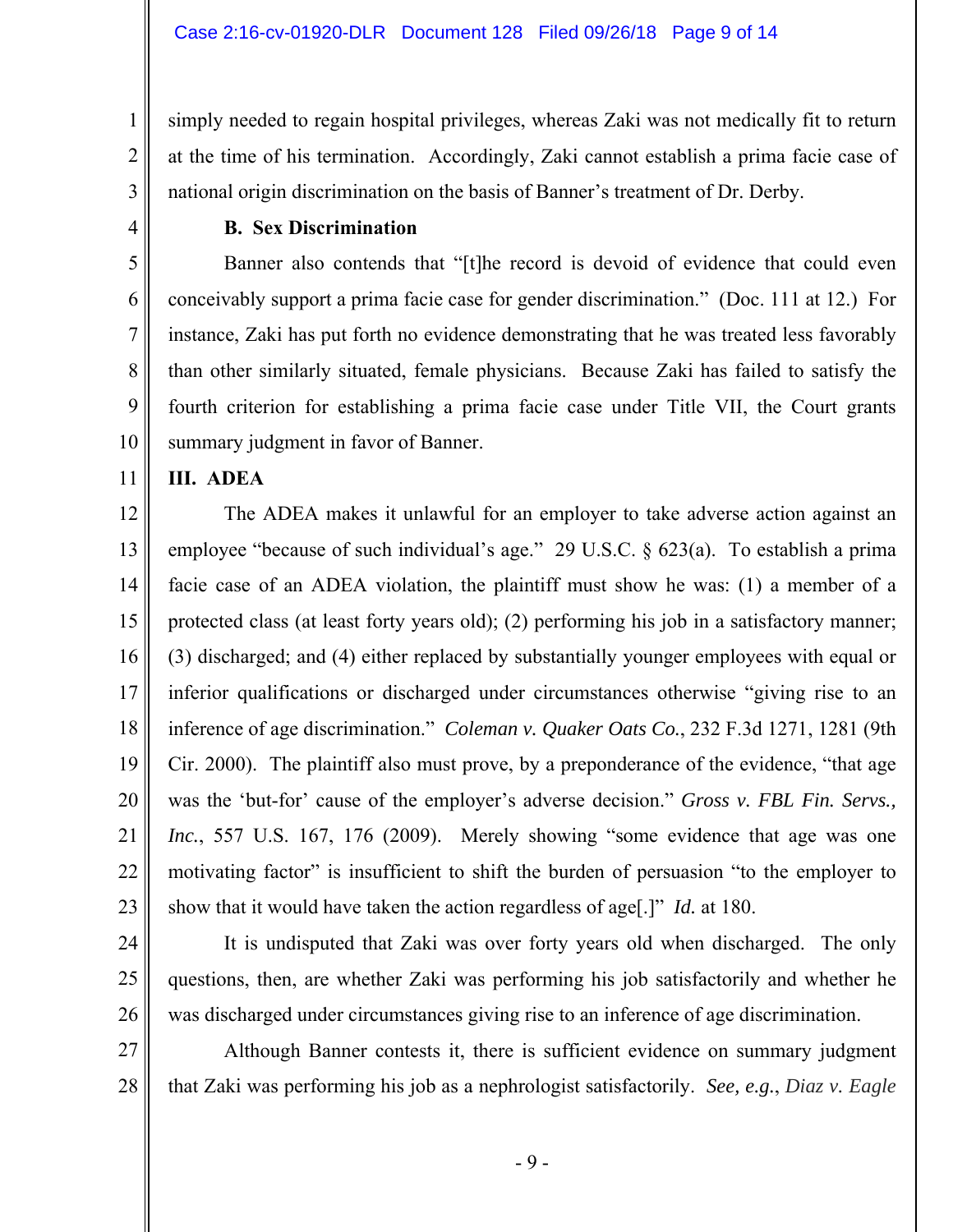simply needed to regain hospital privileges, whereas Zaki was not medically fit to return at the time of his termination. Accordingly, Zaki cannot establish a prima facie case of national origin discrimination on the basis of Banner's treatment of Dr. Derby.

**B. Sex Discrimination**

Banner also contends that "[t]he record is devoid of evidence that could even conceivably support a prima facie case for gender discrimination." (Doc. 111 at 12.) For instance, Zaki has put forth no evidence demonstrating that he was treated less favorably than other similarly situated, female physicians. Because Zaki has failed to satisfy the fourth criterion for establishing a prima facie case under Title VII, the Court grants summary judgment in favor of Banner.

## III. ADEA

The ADEA makes it unlawful for an employer to take adverse action against an employee "because of such individual's age." 29 U.S.C. § 623(a). To establish a prima facie case of an ADEA violation, the plaintiff must show he was: (1) a member of a protected class (at least forty years old); (2) performing his job in a satisfactory manner; (3) discharged; and (4) either replaced by substantially younger employees with equal or inferior qualifications or discharged under circumstances otherwise "giving rise to an inference of age discrimination." *Coleman v. Quaker Oats Co.*, 232 F.3d 1271, 1281 (9th Cir. 2000). The plaintiff also must prove, by a preponderance of the evidence, "that age was the 'but-for' cause of the employer's adverse decision." *Gross v. FBL Fin. Servs., Inc.*, 557 U.S. 167, 176 (2009). Merely showing "some evidence that age was one motivating factor" is insufficient to shift the burden of persuasion "to the employer to show that it would have taken the action regardless of age[.]" *Id.* at 180.

It is undisputed that Zaki was over forty years old when discharged. The only questions, then, are whether Zaki was performing his job satisfactorily and whether he was discharged under circumstances giving rise to an inference of age discrimination.

Although Banner contests it, there is sufficient evidence on summary judgment that Zaki was performing his job as a nephrologist satisfactorily. *See, e.g.*, *Diaz v. Eagle*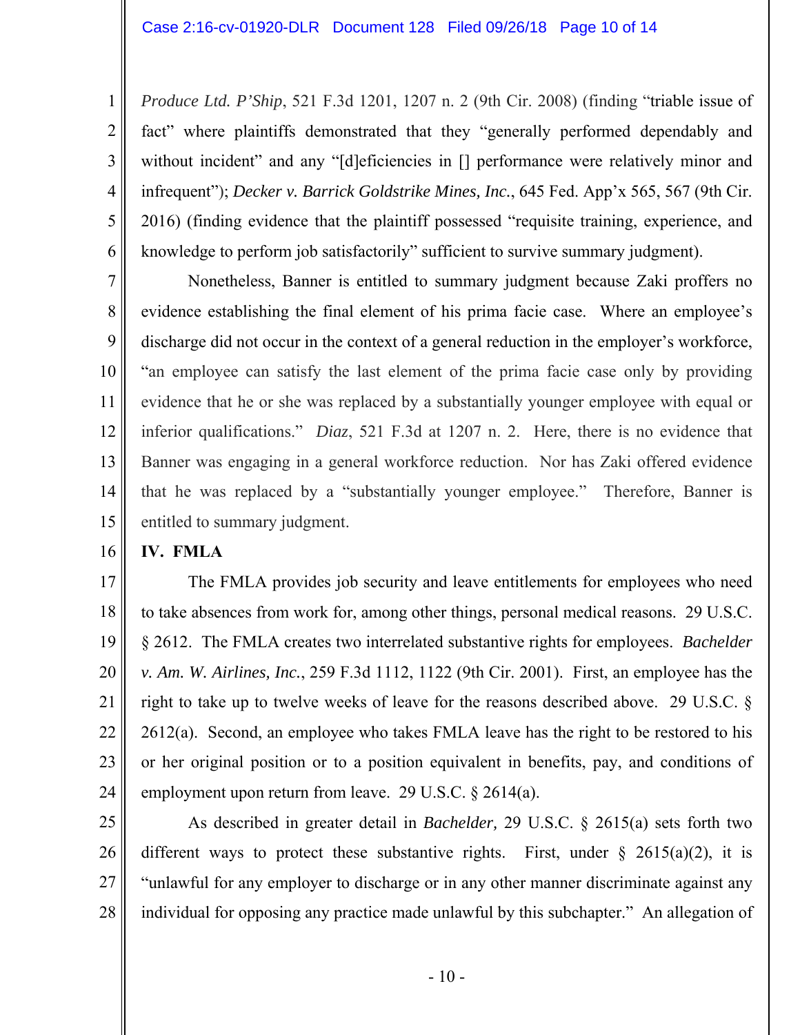*Produce Ltd. P'Ship*, 521 F.3d 1201, 1207 n. 2 (9th Cir. 2008) (finding "triable issue of fact" where plaintiffs demonstrated that they "generally performed dependably and without incident" and any "[d]eficiencies in [] performance were relatively minor and infrequent"); *Decker v. Barrick Goldstrike Mines, Inc.*, 645 Fed. App'x 565, 567 (9th Cir. 2016) (finding evidence that the plaintiff possessed "requisite training, experience, and knowledge to perform job satisfactorily" sufficient to survive summary judgment).

Nonetheless, Banner is entitled to summary judgment because Zaki proffers no evidence establishing the final element of his prima facie case. Where an employee's discharge did not occur in the context of a general reduction in the employer's workforce, "an employee can satisfy the last element of the prima facie case only by providing evidence that he or she was replaced by a substantially younger employee with equal or inferior qualifications." *Diaz*, 521 F.3d at 1207 n. 2. Here, there is no evidence that Banner was engaging in a general workforce reduction. Nor has Zaki offered evidence that he was replaced by a "substantially younger employee." Therefore, Banner is entitled to summary judgment.

## IV. FMLA

The FMLA provides job security and leave entitlements for employees who need to take absences from work for, among other things, personal medical reasons. 29 U.S.C. § 2612. The FMLA creates two interrelated substantive rights for employees. *Bachelder v. Am. W. Airlines, Inc.*, 259 F.3d 1112, 1122 (9th Cir. 2001). First, an employee has the right to take up to twelve weeks of leave for the reasons described above. 29 U.S.C. § 2612(a). Second, an employee who takes FMLA leave has the right to be restored to his or her original position or to a position equivalent in benefits, pay, and conditions of employment upon return from leave. 29 U.S.C. § 2614(a).

As described in greater detail in *Bachelder,* 29 U.S.C. § 2615(a) sets forth two different ways to protect these substantive rights. First, under § 2615(a)(2), it is "unlawful for any employer to discharge or in any other manner discriminate against any individual for opposing any practice made unlawful by this subchapter." An allegation of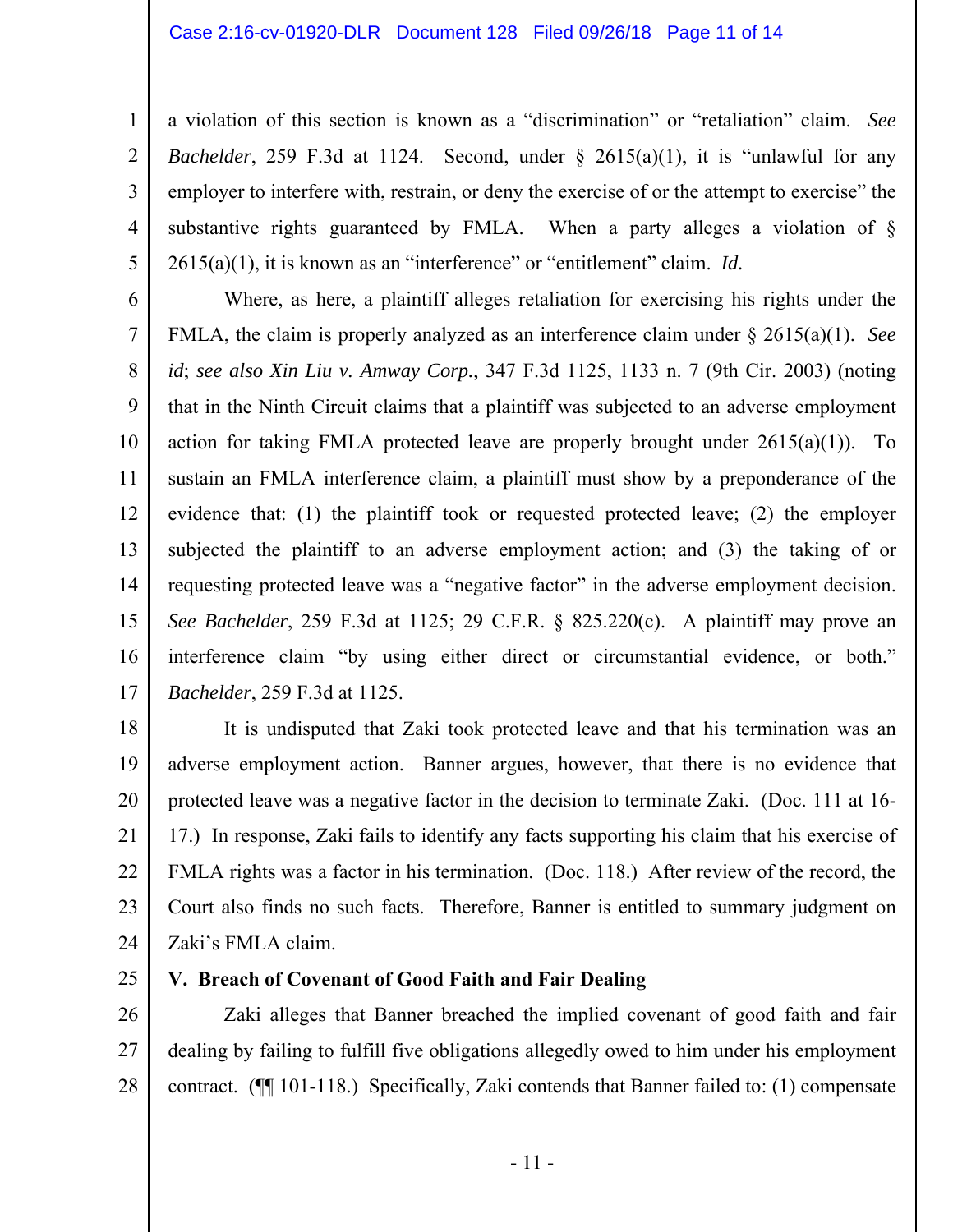a violation of this section is known as a "discrimination" or "retaliation" claim. *See Bachelder*, 259 F.3d at 1124. Second, under § 2615(a)(1), it is "unlawful for any employer to interfere with, restrain, or deny the exercise of or the attempt to exercise" the substantive rights guaranteed by FMLA. When a party alleges a violation of § 2615(a)(1), it is known as an "interference" or "entitlement" claim. *Id.*

Where, as here, a plaintiff alleges retaliation for exercising his rights under the FMLA, the claim is properly analyzed as an interference claim under § 2615(a)(1). *See id*; *see also Xin Liu v. Amway Corp.*, 347 F.3d 1125, 1133 n. 7 (9th Cir. 2003) (noting that in the Ninth Circuit claims that a plaintiff was subjected to an adverse employment action for taking FMLA protected leave are properly brought under 2615(a)(1)). To sustain an FMLA interference claim, a plaintiff must show by a preponderance of the evidence that: (1) the plaintiff took or requested protected leave; (2) the employer subjected the plaintiff to an adverse employment action; and (3) the taking of or requesting protected leave was a "negative factor" in the adverse employment decision. *See Bachelder*, 259 F.3d at 1125; 29 C.F.R. § 825.220(c). A plaintiff may prove an interference claim "by using either direct or circumstantial evidence, or both." *Bachelder*, 259 F.3d at 1125.

It is undisputed that Zaki took protected leave and that his termination was an adverse employment action. Banner argues, however, that there is no evidence that protected leave was a negative factor in the decision to terminate Zaki. (Doc. 111 at 16-17.) In response, Zaki fails to identify any facts supporting his claim that his exercise of FMLA rights was a factor in his termination. (Doc. 118.) After review of the record, the Court also finds no such facts. Therefore, Banner is entitled to summary judgment on Zaki's FMLA claim.

**V. Breach of Covenant of Good Faith and Fair Dealing**

Zaki alleges that Banner breached the implied covenant of good faith and fair dealing by failing to fulfill five obligations allegedly owed to him under his employment contract. (¶¶ 101-118.) Specifically, Zaki contends that Banner failed to: (1) compensate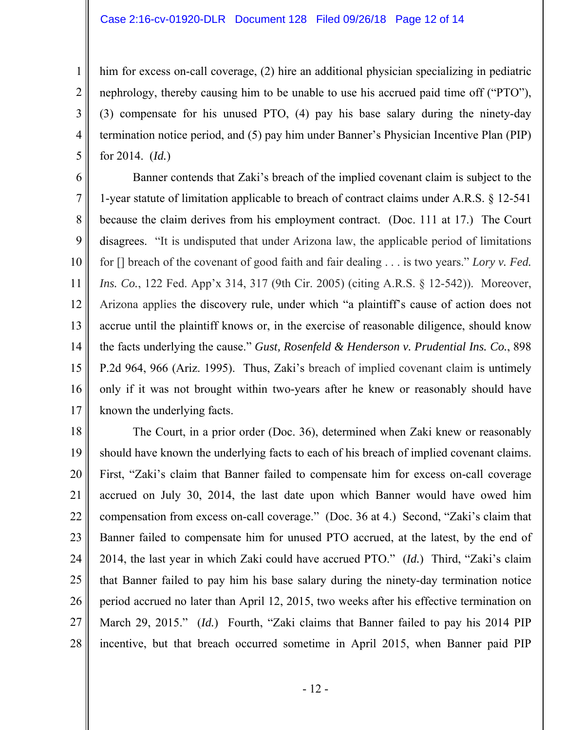him for excess on-call coverage, (2) hire an additional physician specializing in pediatric nephrology, thereby causing him to be unable to use his accrued paid time off ("PTO"), (3) compensate for his unused PTO, (4) pay his base salary during the ninety-day termination notice period, and (5) pay him under Banner's Physician Incentive Plan (PIP) for 2014. (*Id.*)

Banner contends that Zaki's breach of the implied covenant claim is subject to the 1-year statute of limitation applicable to breach of contract claims under A.R.S. § 12-541 because the claim derives from his employment contract. (Doc. 111 at 17.) The Court disagrees. "It is undisputed that under Arizona law, the applicable period of limitations for [] breach of the covenant of good faith and fair dealing . . . is two years." *Lory v. Fed. Ins. Co.*, 122 Fed. App'x 314, 317 (9th Cir. 2005) (citing A.R.S. § 12-542)). Moreover, Arizona applies the discovery rule, under which "a plaintiff's cause of action does not accrue until the plaintiff knows or, in the exercise of reasonable diligence, should know the facts underlying the cause." *Gust, Rosenfeld & Henderson v. Prudential Ins. Co.*, 898 P.2d 964, 966 (Ariz. 1995). Thus, Zaki's breach of implied covenant claim is untimely only if it was not brought within two-years after he knew or reasonably should have known the underlying facts.

The Court, in a prior order (Doc. 36), determined when Zaki knew or reasonably should have known the underlying facts to each of his breach of implied covenant claims. First, "Zaki's claim that Banner failed to compensate him for excess on-call coverage accrued on July 30, 2014, the last date upon which Banner would have owed him compensation from excess on-call coverage." (Doc. 36 at 4.) Second, "Zaki's claim that Banner failed to compensate him for unused PTO accrued, at the latest, by the end of 2014, the last year in which Zaki could have accrued PTO." (*Id.*) Third, "Zaki's claim that Banner failed to pay him his base salary during the ninety-day termination notice period accrued no later than April 12, 2015, two weeks after his effective termination on March 29, 2015." (*Id.*) Fourth, "Zaki claims that Banner failed to pay his 2014 PIP incentive, but that breach occurred sometime in April 2015, when Banner paid PIP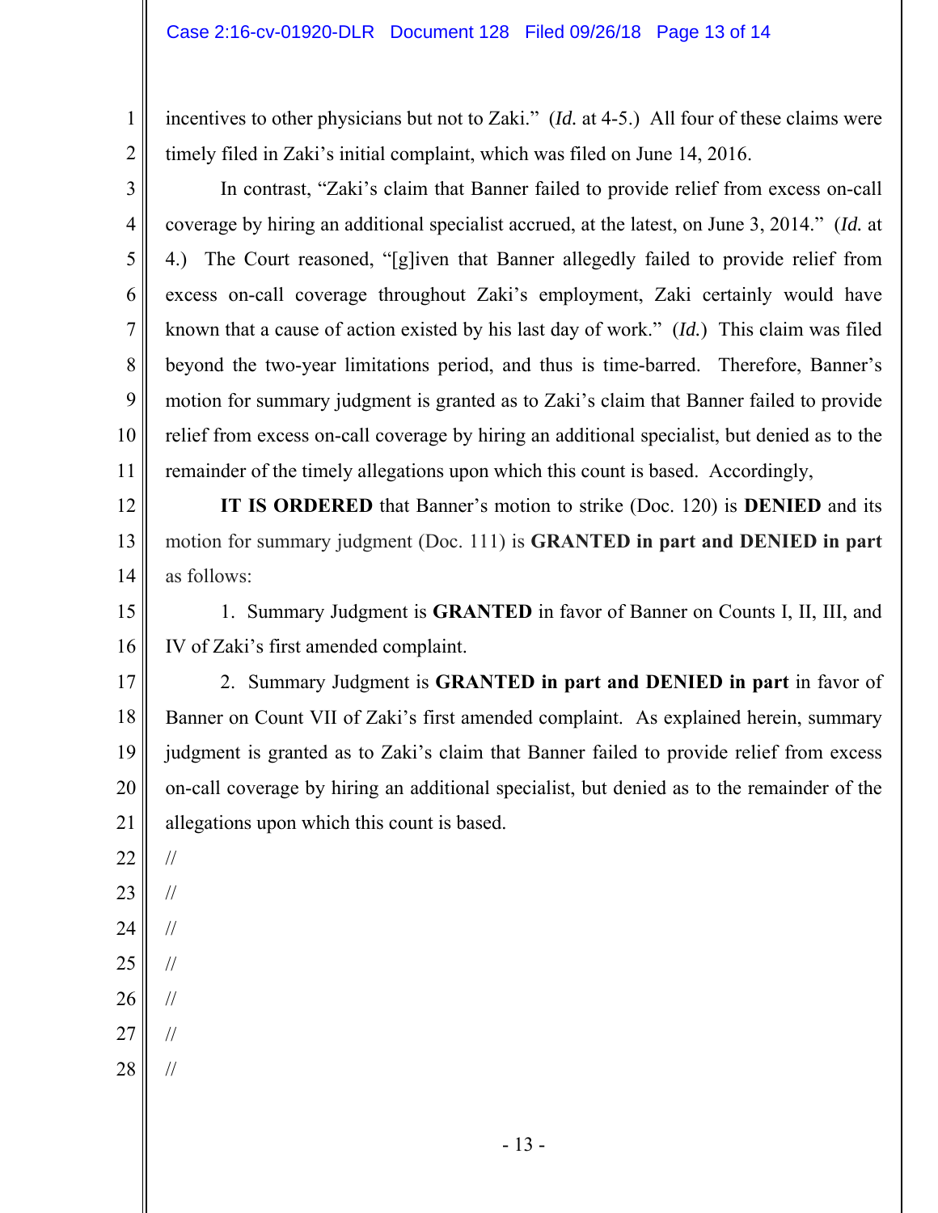incentives to other physicians but not to Zaki." (*Id.* at 4-5.) All four of these claims were timely filed in Zaki's initial complaint, which was filed on June 14, 2016.

In contrast, "Zaki's claim that Banner failed to provide relief from excess on-call coverage by hiring an additional specialist accrued, at the latest, on June 3, 2014." (*Id.* at 4.) The Court reasoned, "[g]iven that Banner allegedly failed to provide relief from excess on-call coverage throughout Zaki's employment, Zaki certainly would have known that a cause of action existed by his last day of work." (*Id.*) This claim was filed beyond the two-year limitations period, and thus is time-barred. Therefore, Banner's motion for summary judgment is granted as to Zaki's claim that Banner failed to provide relief from excess on-call coverage by hiring an additional specialist, but denied as to the remainder of the timely allegations upon which this count is based. Accordingly,

**IT IS ORDERED** that Banner's motion to strike (Doc. 120) is **DENIED** and its motion for summary judgment (Doc. 111) is **GRANTED in part and DENIED in part** as follows:

1. Summary Judgment is **GRANTED** in favor of Banner on Counts I, II, III, and IV of Zaki's first amended complaint.

2. Summary Judgment is **GRANTED in part and DENIED in part** in favor of Banner on Count VII of Zaki's first amended complaint. As explained herein, summary judgment is granted as to Zaki's claim that Banner failed to provide relief from excess on-call coverage by hiring an additional specialist, but denied as to the remainder of the allegations upon which this count is based.

//

//

//

//

//

//

//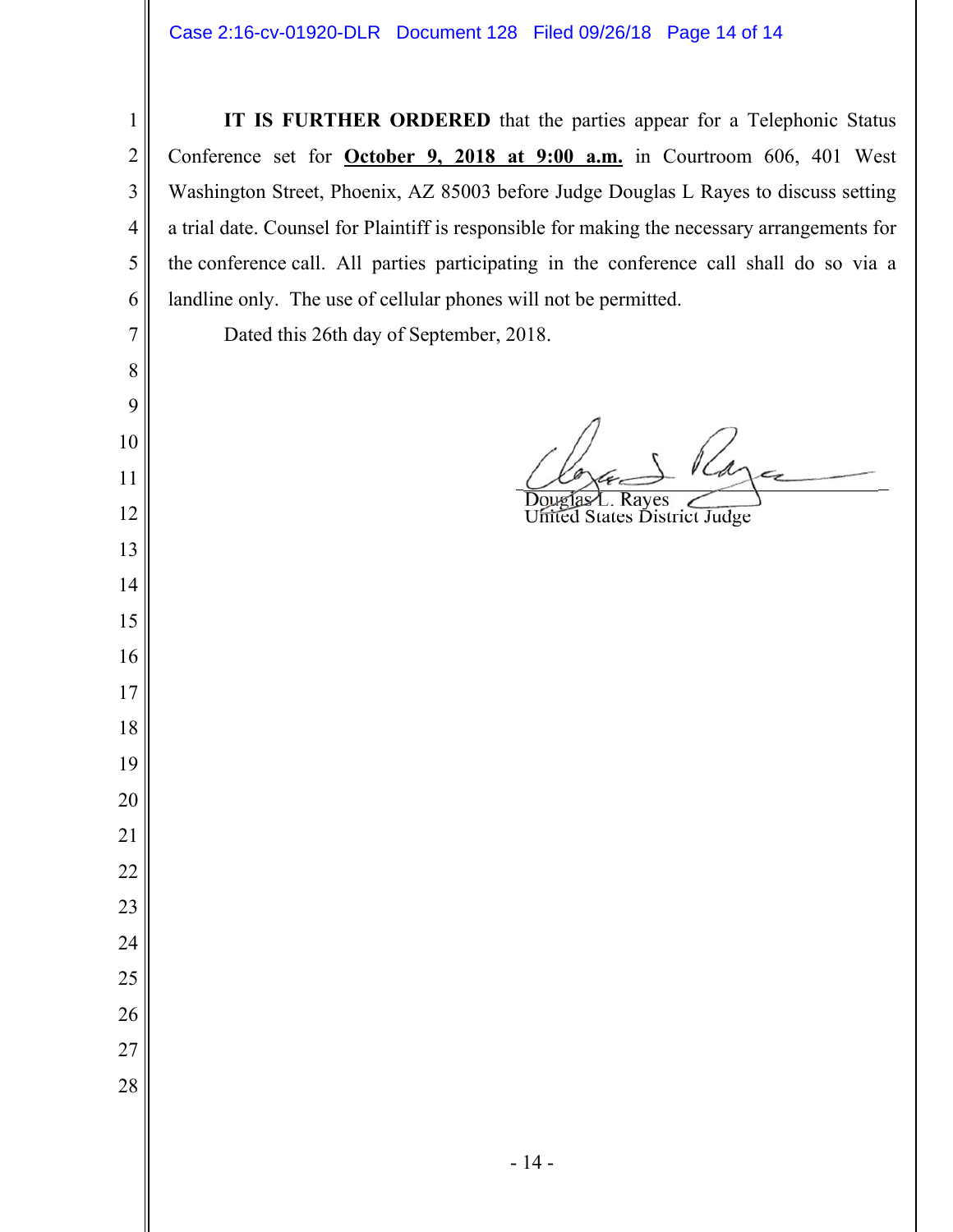**IT IS FURTHER ORDERED** that the parties appear for a Telephonic Status Conference set for **October 9, 2018 at 9:00 a.m.** in Courtroom 606, 401 West Washington Street, Phoenix, AZ 85003 before Judge Douglas L Rayes to discuss setting a trial date. Counsel for Plaintiff is responsible for making the necessary arrangements for the conference call. All parties participating in the conference call shall do so via a landline only. The use of cellular phones will not be permitted.

Dated this 26th day of September, 2018.

Douglas L. Rayes
United States District Judge